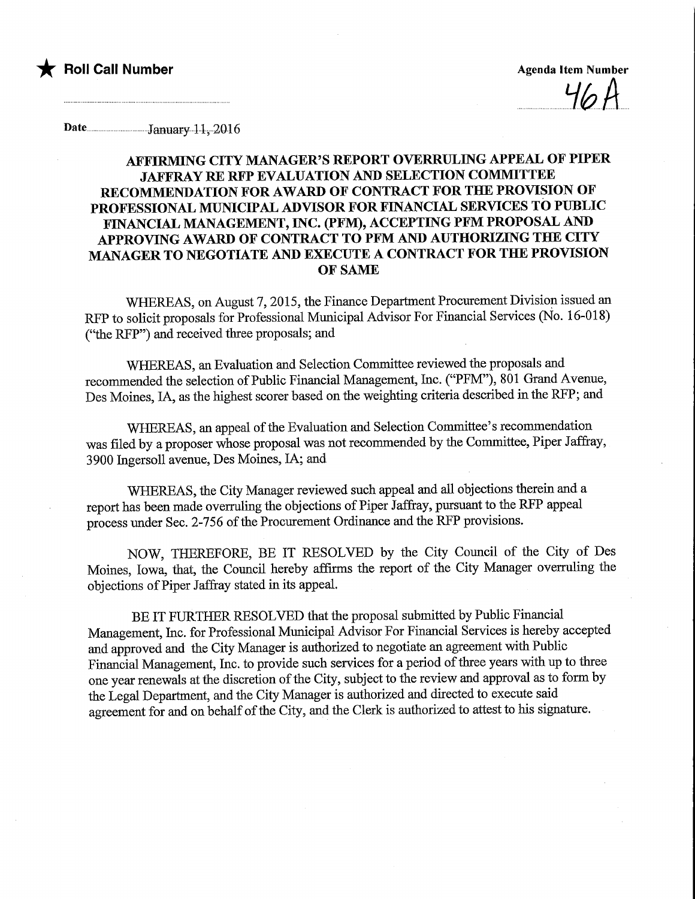★ **Roll Call Number**

**Agenda Item Number**

46A

Date January 11, 2016

## AFFIRMING CITY MANAGER'S REPORT OVERRULING APPEAL OF PIPER JAFFRAY RE RFP EVALUATION AND SELECTION COMMITTEE RECOMMENDATION FOR AWARD OF CONTRACT FOR THE PROVISION OF PROFESSIONAL MUNICIPAL ADVISOR FOR FINANCIAL SERVICES TO PUBLIC FINANCIAL MANAGEMENT, INC. (PFM), ACCEPTING PFM PROPOSAL AND APPROVING AWARD OF CONTRACT TO PFM AND AUTHORIZING THE CITY MANAGER TO NEGOTIATE AND EXECUTE A CONTRACT FOR THE PROVISION OF SAME

WHEREAS, on August 7, 2015, the Finance Department Procurement Division issued an RFP to solicit proposals for Professional Municipal Advisor For Financial Services (No. 16-018) ("the RFP") and received three proposals; and

WHEREAS, an Evaluation and Selection Committee reviewed the proposals and recommended the selection of Public Financial Management, Inc. ("PFM"), 801 Grand Avenue, Des Moines, IA, as the highest scorer based on the weighting criteria described in the RFP; and

WHEREAS, an appeal of the Evaluation and Selection Committee's recommendation was filed by a proposer whose proposal was not recommended by the Committee, Piper Jaffray, 3900 Ingersoll avenue, Des Moines, IA; and

WHEREAS, the City Manager reviewed such appeal and all objections therein and a report has been made overruling the objections of Piper Jaffray, pursuant to the RFP appeal process under Sec. 2-756 of the Procurement Ordinance and the RFP provisions.

NOW, THEREFORE, BE IT RESOLVED by the City Council of the City of Des Moines, Iowa, that, the Council hereby affirms the report of the City Manager overruling the objections of Piper Jaffray stated in its appeal.

BE IT FURTHER RESOLVED that the proposal submitted by Public Financial Management, Inc. for Professional Municipal Advisor For Financial Services is hereby accepted and approved and the City Manager is authorized to negotiate an agreement with Public Financial Management, Inc. to provide such services for a period of three years with up to three one year renewals at the discretion of the City, subject to the review and approval as to form by the Legal Department, and the City Manager is authorized and directed to execute said agreement for and on behalf of the City, and the Clerk is authorized to attest to his signature.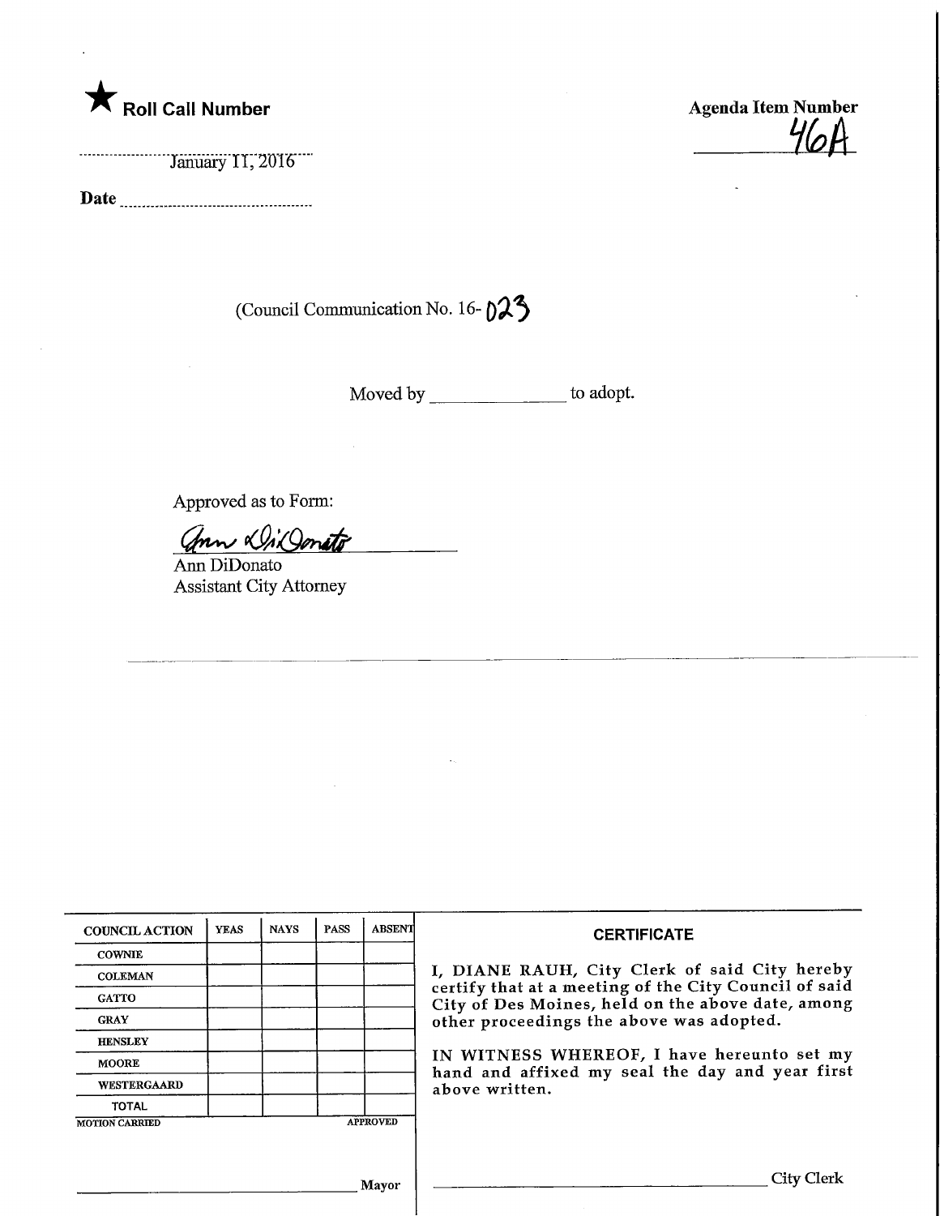★ **Roll Call Number**

January 11, 2016

**Date** ........................................

**Agenda Item Number**

46A

(Council Communication No. 16- 023

Moved by _______________ to adopt.

Approved as to Form:

Ann DiDonato

Ann DiDonato
Assistant City Attorney

| COUNCIL ACTION | YEAS | NAYS | PASS | ABSENT |
|---|---|---|---|---|
| COWNIE | | | | |
| COLEMAN | | | | |
| GATTO | | | | |
| GRAY | | | | |
| HENSLEY | | | | |
| MOORE | | | | |
| WESTERGAARD | | | | |
| TOTAL | | | | |

MOTION CARRIED APPROVED

_______________________________ Mayor

**CERTIFICATE**

I, DIANE RAUH, City Clerk of said City hereby certify that at a meeting of the City Council of said City of Des Moines, held on the above date, among other proceedings the above was adopted.

IN WITNESS WHEREOF, I have hereunto set my hand and affixed my seal the day and year first above written.

_______________________________ City Clerk